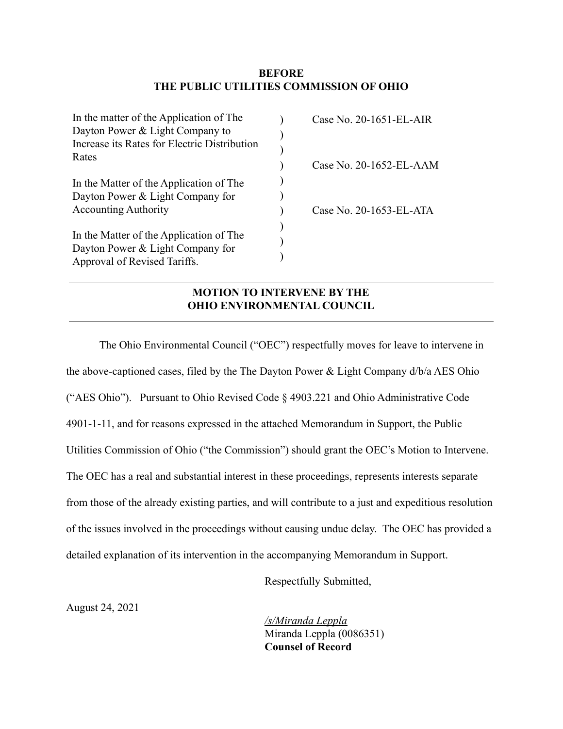**BEFORE**
**THE PUBLIC UTILITIES COMMISSION OF OHIO**

| | | |
|---|---|---|
| In the matter of the Application of The Dayton Power & Light Company to Increase its Rates for Electric Distribution Rates | ) ) ) ) | Case No. 20-1651-EL-AIR |
| In the Matter of the Application of The Dayton Power & Light Company for Accounting Authority | ) ) ) | Case No. 20-1652-EL-AAM |
| In the Matter of the Application of The Dayton Power & Light Company for Approval of Revised Tariffs. | ) ) ) | Case No. 20-1653-EL-ATA |

---

**MOTION TO INTERVENE BY THE**
**OHIO ENVIRONMENTAL COUNCIL**

---

The Ohio Environmental Council ("OEC") respectfully moves for leave to intervene in the above-captioned cases, filed by the The Dayton Power & Light Company d/b/a AES Ohio ("AES Ohio"). Pursuant to Ohio Revised Code § 4903.221 and Ohio Administrative Code 4901-1-11, and for reasons expressed in the attached Memorandum in Support, the Public Utilities Commission of Ohio ("the Commission") should grant the OEC's Motion to Intervene. The OEC has a real and substantial interest in these proceedings, represents interests separate from those of the already existing parties, and will contribute to a just and expeditious resolution of the issues involved in the proceedings without causing undue delay. The OEC has provided a detailed explanation of its intervention in the accompanying Memorandum in Support.

Respectfully Submitted,

August 24, 2021

*/s/Miranda Leppla*
Miranda Leppla (0086351)
**Counsel of Record**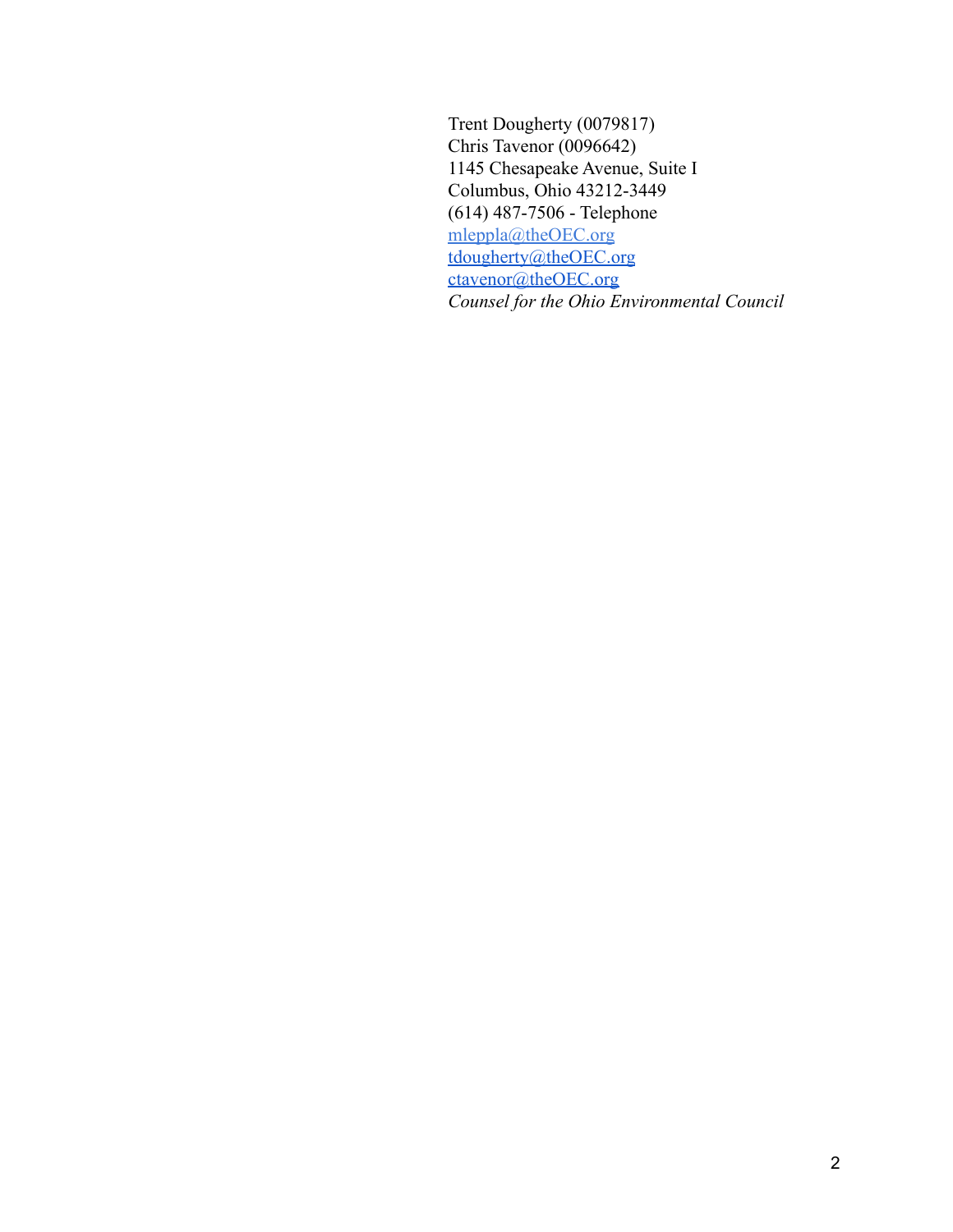Trent Dougherty (0079817)
Chris Tavenor (0096642)
1145 Chesapeake Avenue, Suite I
Columbus, Ohio 43212-3449
(614) 487-7506 - Telephone
mleppla@theOEC.org
tdougherty@theOEC.org
ctavenor@theOEC.org
*Counsel for the Ohio Environmental Council*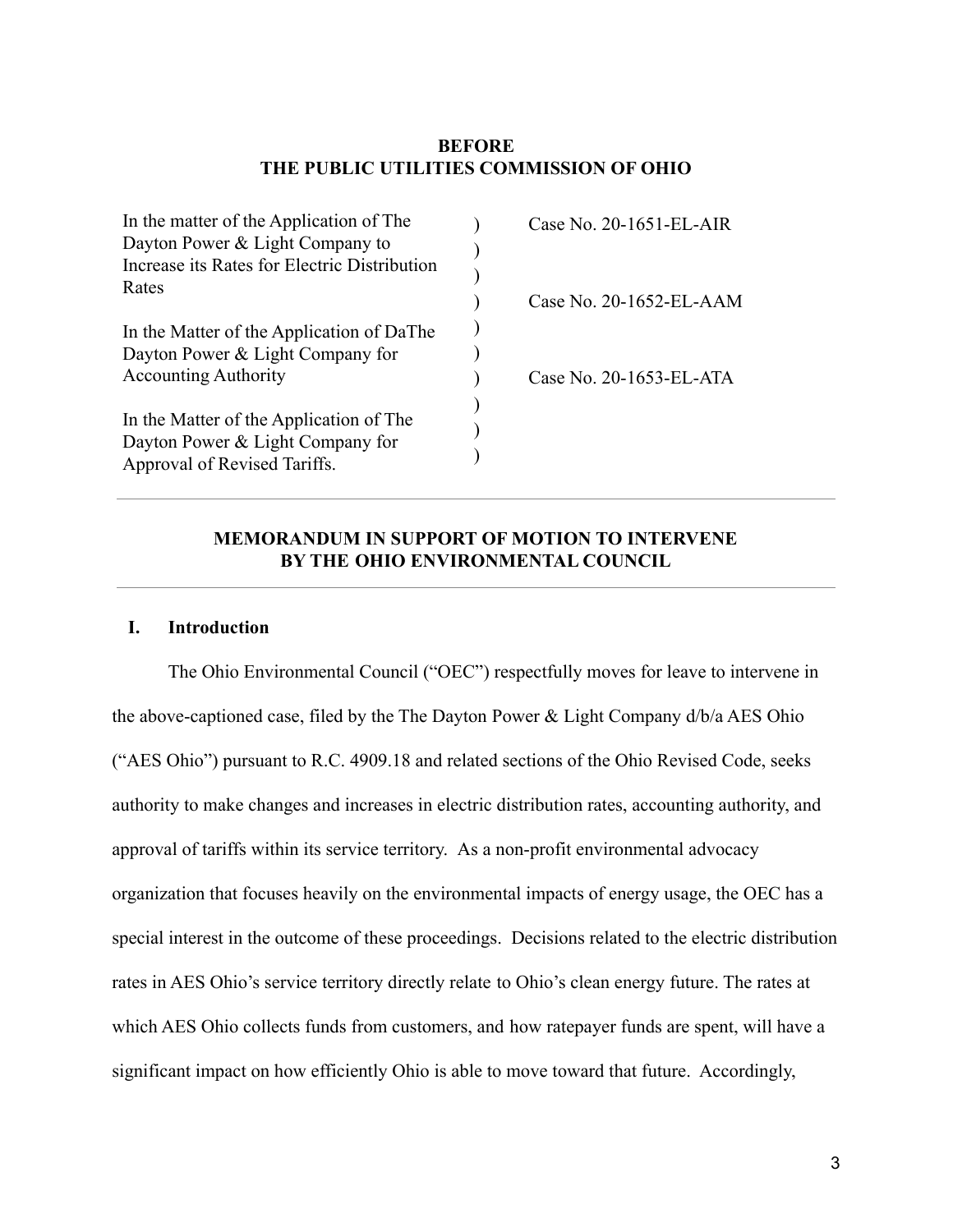**BEFORE**
**THE PUBLIC UTILITIES COMMISSION OF OHIO**

| | | |
|---|---|---|
| In the matter of the Application of The Dayton Power & Light Company to Increase its Rates for Electric Distribution Rates | ) ) ) ) | Case No. 20-1651-EL-AIR |
| In the Matter of the Application of DaThe Dayton Power & Light Company for Accounting Authority | ) ) ) | Case No. 20-1652-EL-AAM |
| In the Matter of the Application of The Dayton Power & Light Company for Approval of Revised Tariffs. | ) ) ) | Case No. 20-1653-EL-ATA |

---

**MEMORANDUM IN SUPPORT OF MOTION TO INTERVENE BY THE OHIO ENVIRONMENTAL COUNCIL**

---

## I. Introduction

The Ohio Environmental Council ("OEC") respectfully moves for leave to intervene in the above-captioned case, filed by the The Dayton Power & Light Company d/b/a AES Ohio ("AES Ohio") pursuant to R.C. 4909.18 and related sections of the Ohio Revised Code, seeks authority to make changes and increases in electric distribution rates, accounting authority, and approval of tariffs within its service territory. As a non-profit environmental advocacy organization that focuses heavily on the environmental impacts of energy usage, the OEC has a special interest in the outcome of these proceedings. Decisions related to the electric distribution rates in AES Ohio's service territory directly relate to Ohio's clean energy future. The rates at which AES Ohio collects funds from customers, and how ratepayer funds are spent, will have a significant impact on how efficiently Ohio is able to move toward that future. Accordingly,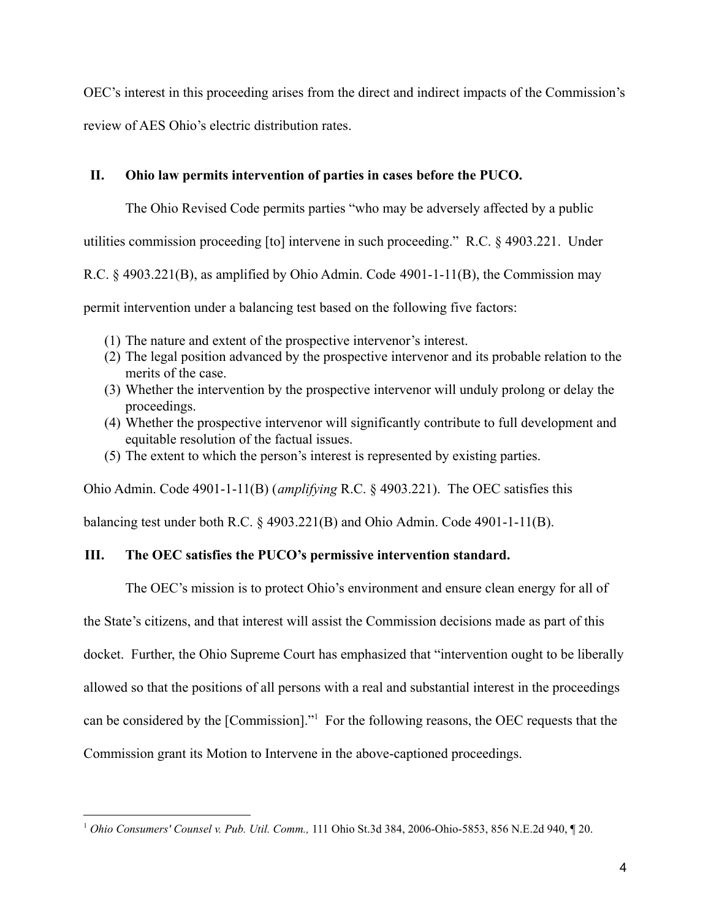OEC's interest in this proceeding arises from the direct and indirect impacts of the Commission's review of AES Ohio's electric distribution rates.

## II. Ohio law permits intervention of parties in cases before the PUCO.

The Ohio Revised Code permits parties "who may be adversely affected by a public utilities commission proceeding [to] intervene in such proceeding." R.C. § 4903.221. Under R.C. § 4903.221(B), as amplified by Ohio Admin. Code 4901-1-11(B), the Commission may permit intervention under a balancing test based on the following five factors:

(1) The nature and extent of the prospective intervenor's interest.
(2) The legal position advanced by the prospective intervenor and its probable relation to the merits of the case.
(3) Whether the intervention by the prospective intervenor will unduly prolong or delay the proceedings.
(4) Whether the prospective intervenor will significantly contribute to full development and equitable resolution of the factual issues.
(5) The extent to which the person's interest is represented by existing parties.

Ohio Admin. Code 4901-1-11(B) (*amplifying* R.C. § 4903.221). The OEC satisfies this balancing test under both R.C. § 4903.221(B) and Ohio Admin. Code 4901-1-11(B).

## III. The OEC satisfies the PUCO's permissive intervention standard.

The OEC's mission is to protect Ohio's environment and ensure clean energy for all of the State's citizens, and that interest will assist the Commission decisions made as part of this docket. Further, the Ohio Supreme Court has emphasized that "intervention ought to be liberally allowed so that the positions of all persons with a real and substantial interest in the proceedings can be considered by the [Commission]."[1] For the following reasons, the OEC requests that the Commission grant its Motion to Intervene in the above-captioned proceedings.

---

[1] *Ohio Consumers' Counsel v. Pub. Util. Comm.,* 111 Ohio St.3d 384, 2006-Ohio-5853, 856 N.E.2d 940, ¶ 20.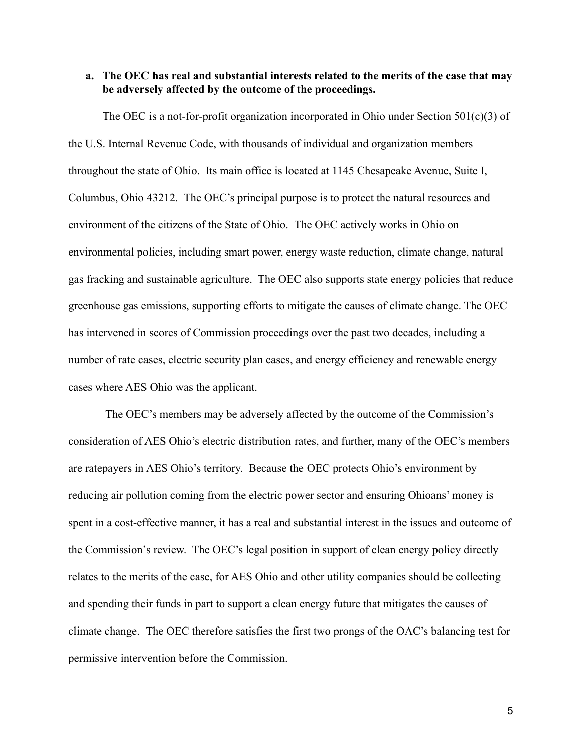**a. The OEC has real and substantial interests related to the merits of the case that may be adversely affected by the outcome of the proceedings.**

The OEC is a not-for-profit organization incorporated in Ohio under Section 501(c)(3) of the U.S. Internal Revenue Code, with thousands of individual and organization members throughout the state of Ohio. Its main office is located at 1145 Chesapeake Avenue, Suite I, Columbus, Ohio 43212. The OEC's principal purpose is to protect the natural resources and environment of the citizens of the State of Ohio. The OEC actively works in Ohio on environmental policies, including smart power, energy waste reduction, climate change, natural gas fracking and sustainable agriculture. The OEC also supports state energy policies that reduce greenhouse gas emissions, supporting efforts to mitigate the causes of climate change. The OEC has intervened in scores of Commission proceedings over the past two decades, including a number of rate cases, electric security plan cases, and energy efficiency and renewable energy cases where AES Ohio was the applicant.

The OEC's members may be adversely affected by the outcome of the Commission's consideration of AES Ohio's electric distribution rates, and further, many of the OEC's members are ratepayers in AES Ohio's territory. Because the OEC protects Ohio's environment by reducing air pollution coming from the electric power sector and ensuring Ohioans' money is spent in a cost-effective manner, it has a real and substantial interest in the issues and outcome of the Commission's review. The OEC's legal position in support of clean energy policy directly relates to the merits of the case, for AES Ohio and other utility companies should be collecting and spending their funds in part to support a clean energy future that mitigates the causes of climate change. The OEC therefore satisfies the first two prongs of the OAC's balancing test for permissive intervention before the Commission.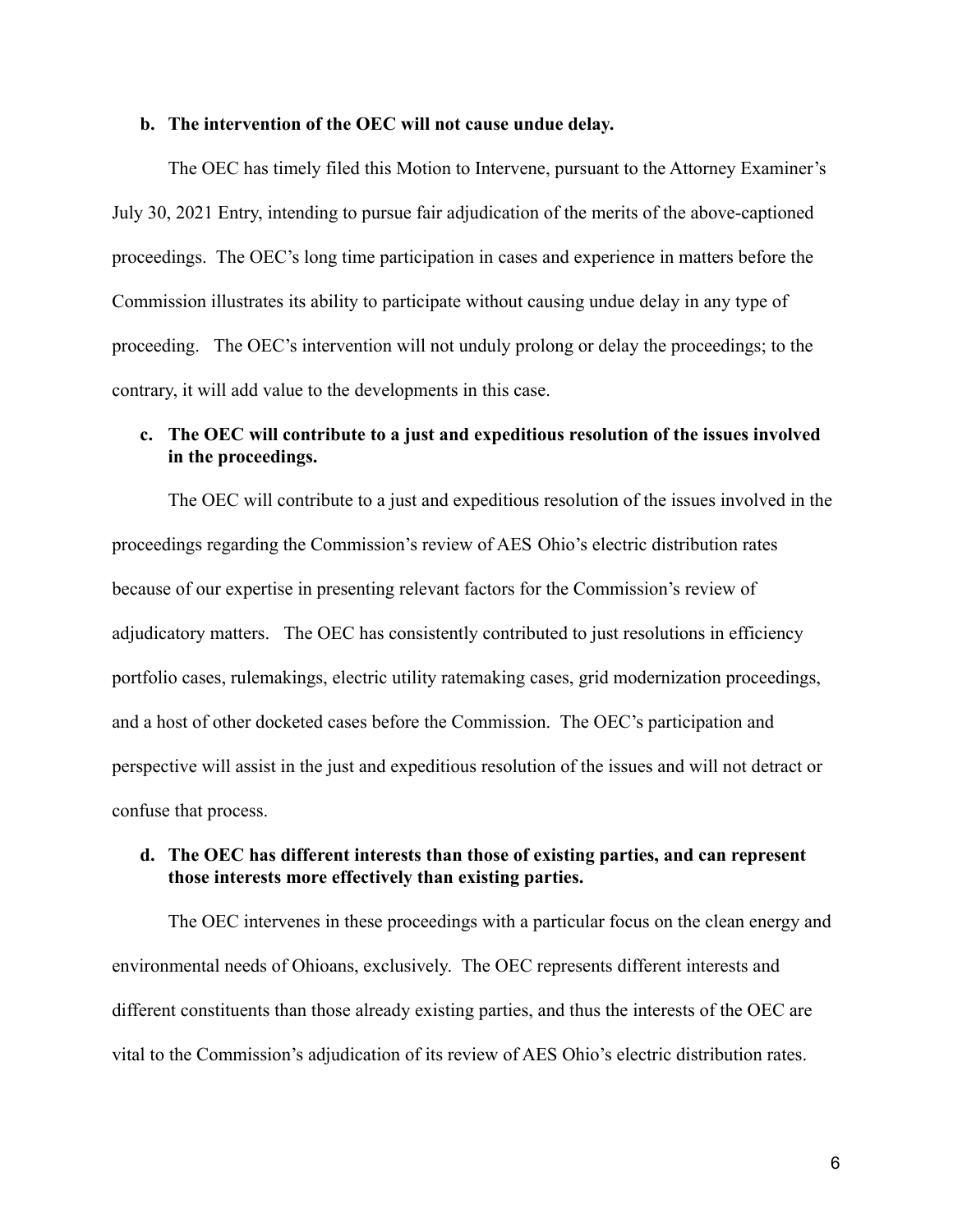**b. The intervention of the OEC will not cause undue delay.**

The OEC has timely filed this Motion to Intervene, pursuant to the Attorney Examiner's July 30, 2021 Entry, intending to pursue fair adjudication of the merits of the above-captioned proceedings. The OEC's long time participation in cases and experience in matters before the Commission illustrates its ability to participate without causing undue delay in any type of proceeding. The OEC's intervention will not unduly prolong or delay the proceedings; to the contrary, it will add value to the developments in this case.

**c. The OEC will contribute to a just and expeditious resolution of the issues involved in the proceedings.**

The OEC will contribute to a just and expeditious resolution of the issues involved in the proceedings regarding the Commission's review of AES Ohio's electric distribution rates because of our expertise in presenting relevant factors for the Commission's review of adjudicatory matters. The OEC has consistently contributed to just resolutions in efficiency portfolio cases, rulemakings, electric utility ratemaking cases, grid modernization proceedings, and a host of other docketed cases before the Commission. The OEC's participation and perspective will assist in the just and expeditious resolution of the issues and will not detract or confuse that process.

**d. The OEC has different interests than those of existing parties, and can represent those interests more effectively than existing parties.**

The OEC intervenes in these proceedings with a particular focus on the clean energy and environmental needs of Ohioans, exclusively. The OEC represents different interests and different constituents than those already existing parties, and thus the interests of the OEC are vital to the Commission's adjudication of its review of AES Ohio's electric distribution rates.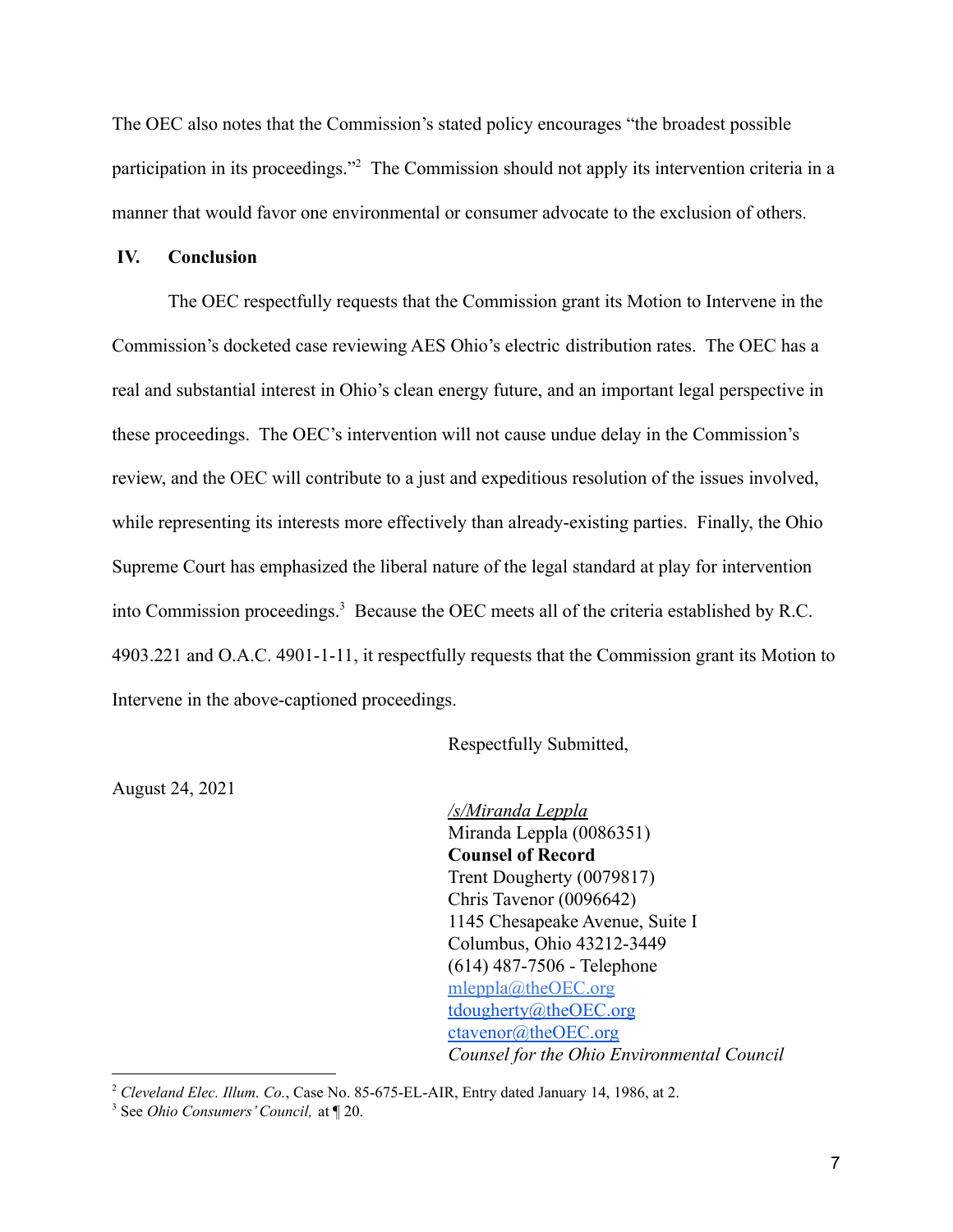The OEC also notes that the Commission's stated policy encourages "the broadest possible participation in its proceedings."[2] The Commission should not apply its intervention criteria in a manner that would favor one environmental or consumer advocate to the exclusion of others.

## IV. Conclusion

The OEC respectfully requests that the Commission grant its Motion to Intervene in the Commission's docketed case reviewing AES Ohio's electric distribution rates. The OEC has a real and substantial interest in Ohio's clean energy future, and an important legal perspective in these proceedings. The OEC's intervention will not cause undue delay in the Commission's review, and the OEC will contribute to a just and expeditious resolution of the issues involved, while representing its interests more effectively than already-existing parties. Finally, the Ohio Supreme Court has emphasized the liberal nature of the legal standard at play for intervention into Commission proceedings.[3] Because the OEC meets all of the criteria established by R.C. 4903.221 and O.A.C. 4901-1-11, it respectfully requests that the Commission grant its Motion to Intervene in the above-captioned proceedings.

Respectfully Submitted,

August 24, 2021

*/s/Miranda Leppla*
Miranda Leppla (0086351)
**Counsel of Record**
Trent Dougherty (0079817)
Chris Tavenor (0096642)
1145 Chesapeake Avenue, Suite I
Columbus, Ohio 43212-3449
(614) 487-7506 - Telephone
mleppla@theOEC.org
tdougherty@theOEC.org
ctavenor@theOEC.org
*Counsel for the Ohio Environmental Council*

---

[2] *Cleveland Elec. Illum. Co.*, Case No. 85-675-EL-AIR, Entry dated January 14, 1986, at 2.

[3] See *Ohio Consumers' Council,* at ¶ 20.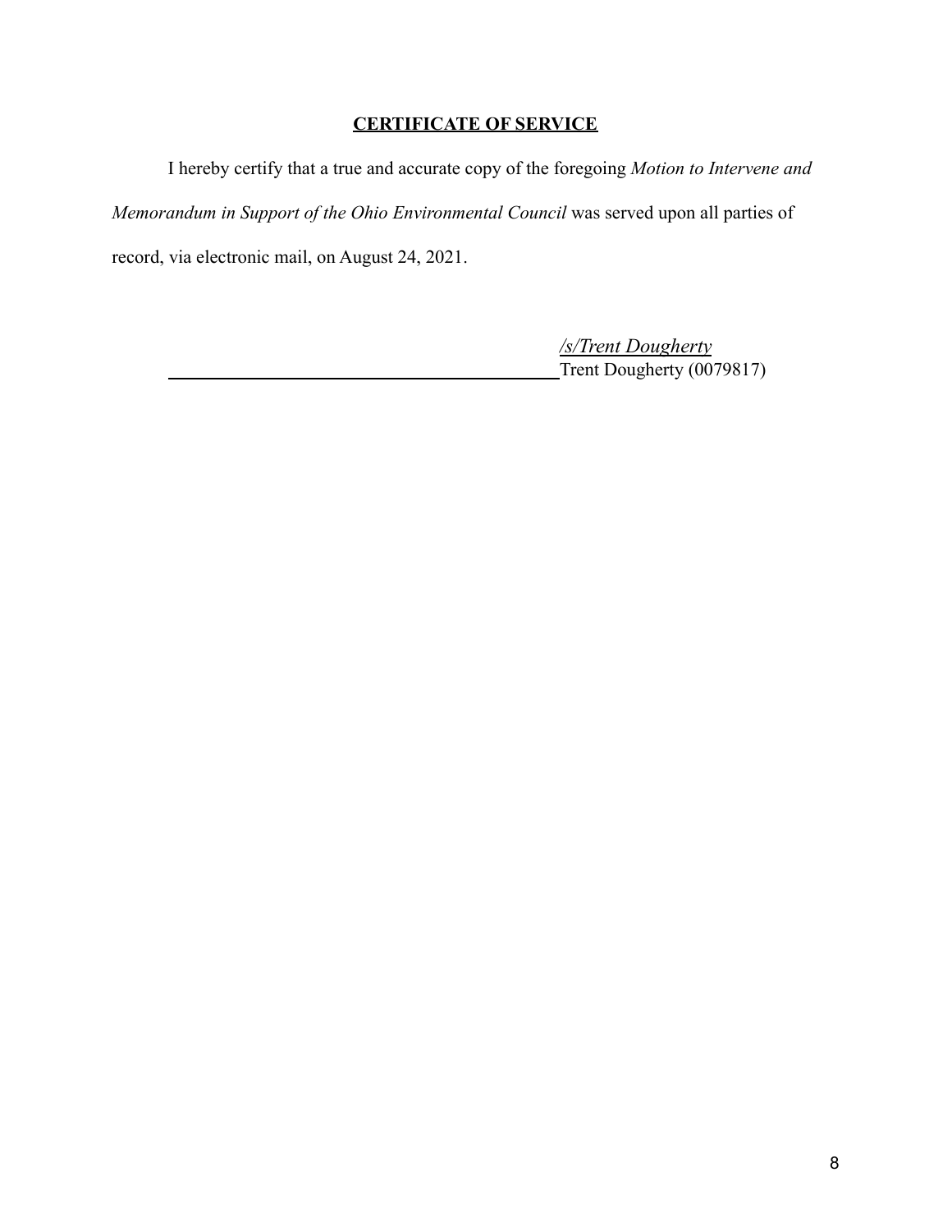## **CERTIFICATE OF SERVICE**

I hereby certify that a true and accurate copy of the foregoing *Motion to Intervene and Memorandum in Support of the Ohio Environmental Council* was served upon all parties of record, via electronic mail, on August 24, 2021.

*/s/Trent Dougherty*
Trent Dougherty (0079817)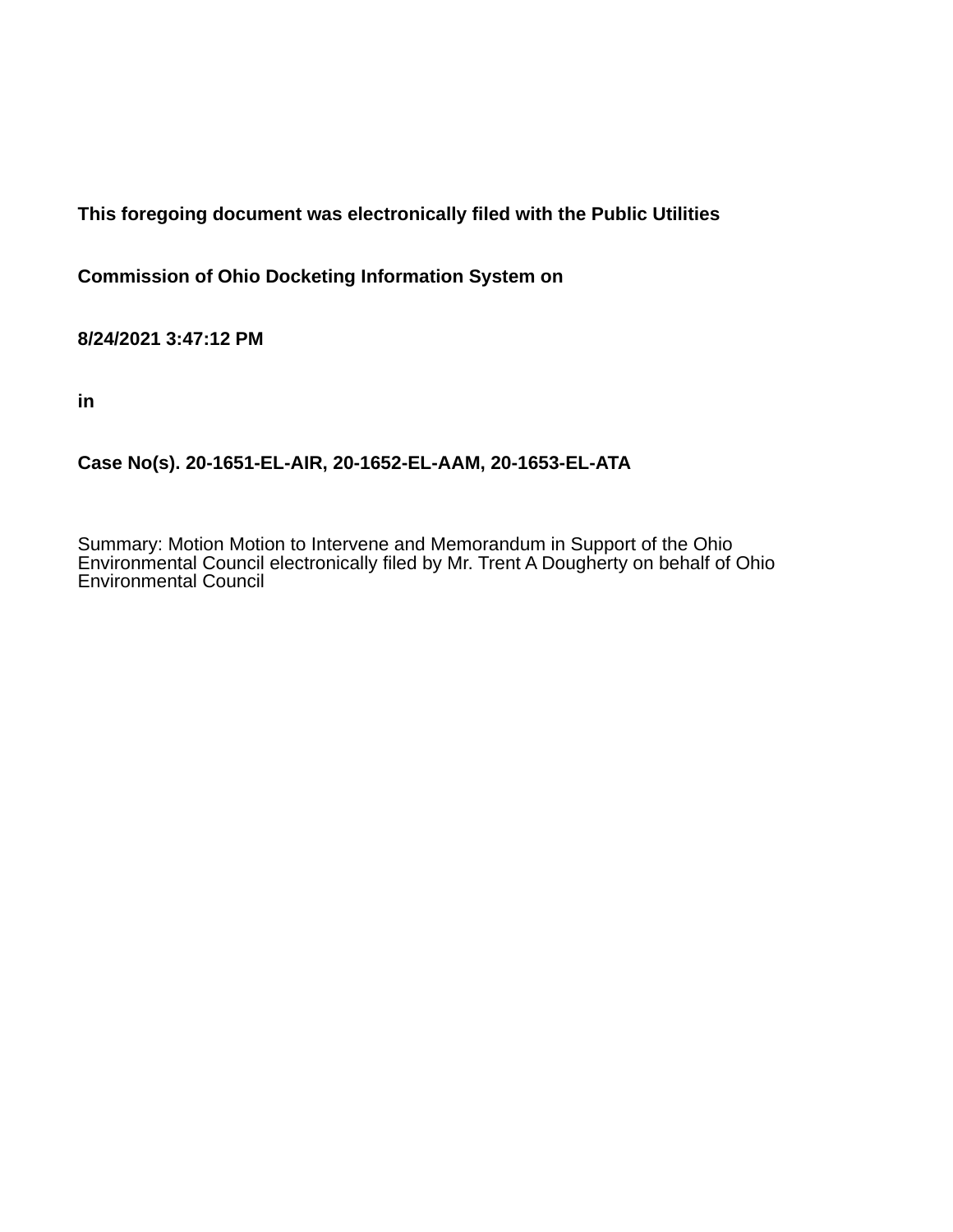**This foregoing document was electronically filed with the Public Utilities**

**Commission of Ohio Docketing Information System on**

**8/24/2021 3:47:12 PM**

**in**

**Case No(s). 20-1651-EL-AIR, 20-1652-EL-AAM, 20-1653-EL-ATA**

Summary: Motion Motion to Intervene and Memorandum in Support of the Ohio Environmental Council electronically filed by Mr. Trent A Dougherty on behalf of Ohio Environmental Council